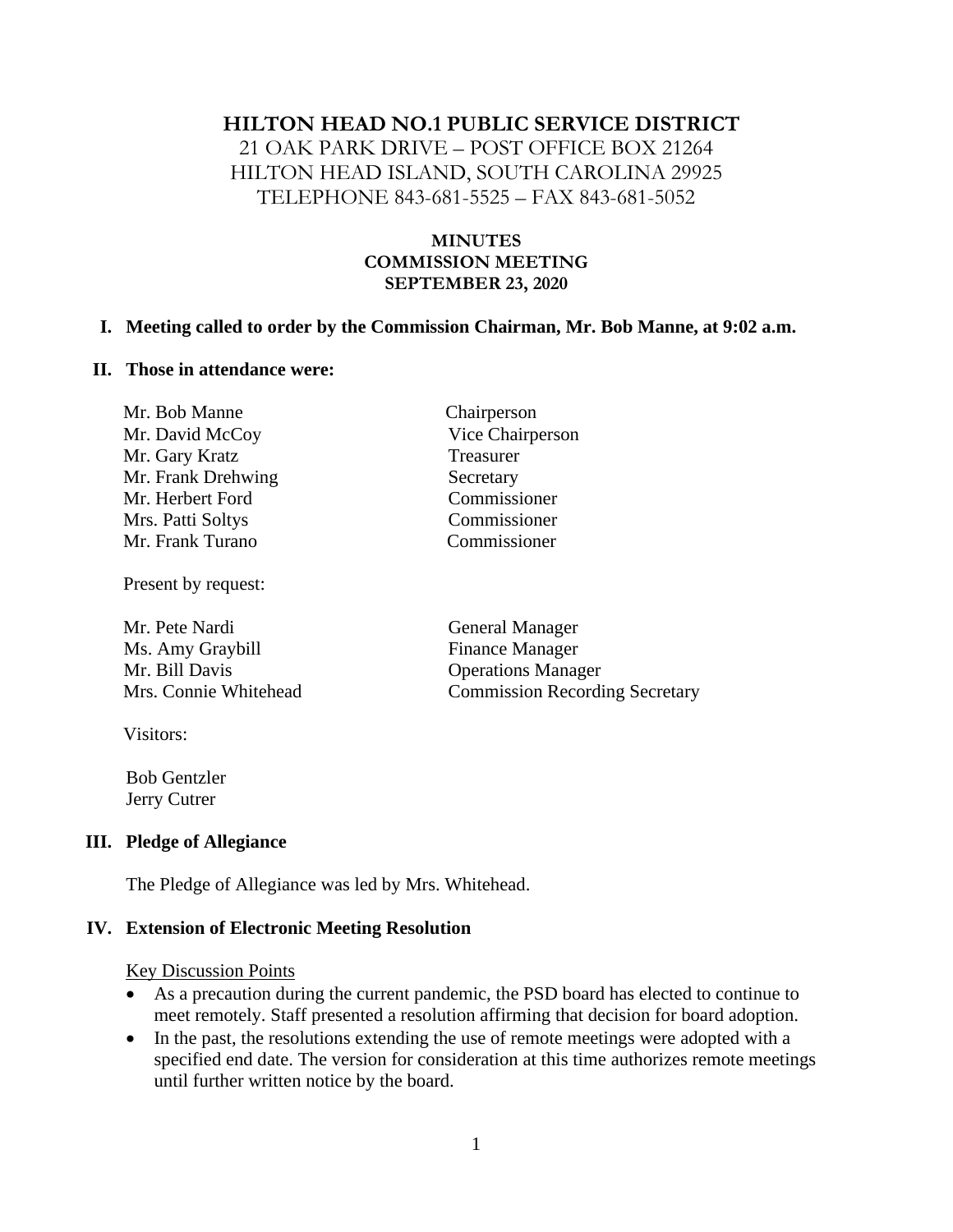# HILTON HEAD NO.1 PUBLIC SERVICE DISTRICT

21 OAK PARK DRIVE – POST OFFICE BOX 21264
HILTON HEAD ISLAND, SOUTH CAROLINA 29925
TELEPHONE 843-681-5525 – FAX 843-681-5052

**MINUTES**
**COMMISSION MEETING**
**SEPTEMBER 23, 2020**

## I. Meeting called to order by the Commission Chairman, Mr. Bob Manne, at 9:02 a.m.

## II. Those in attendance were:

| | |
|---|---|
| Mr. Bob Manne | Chairperson |
| Mr. David McCoy | Vice Chairperson |
| Mr. Gary Kratz | Treasurer |
| Mr. Frank Drehwing | Secretary |
| Mr. Herbert Ford | Commissioner |
| Mrs. Patti Soltys | Commissioner |
| Mr. Frank Turano | Commissioner |

Present by request:

| | |
|---|---|
| Mr. Pete Nardi | General Manager |
| Ms. Amy Graybill | Finance Manager |
| Mr. Bill Davis | Operations Manager |
| Mrs. Connie Whitehead | Commission Recording Secretary |

Visitors:

Bob Gentzler
Jerry Cutrer

## III. Pledge of Allegiance

The Pledge of Allegiance was led by Mrs. Whitehead.

## IV. Extension of Electronic Meeting Resolution

Key Discussion Points

- As a precaution during the current pandemic, the PSD board has elected to continue to meet remotely. Staff presented a resolution affirming that decision for board adoption.
- In the past, the resolutions extending the use of remote meetings were adopted with a specified end date. The version for consideration at this time authorizes remote meetings until further written notice by the board.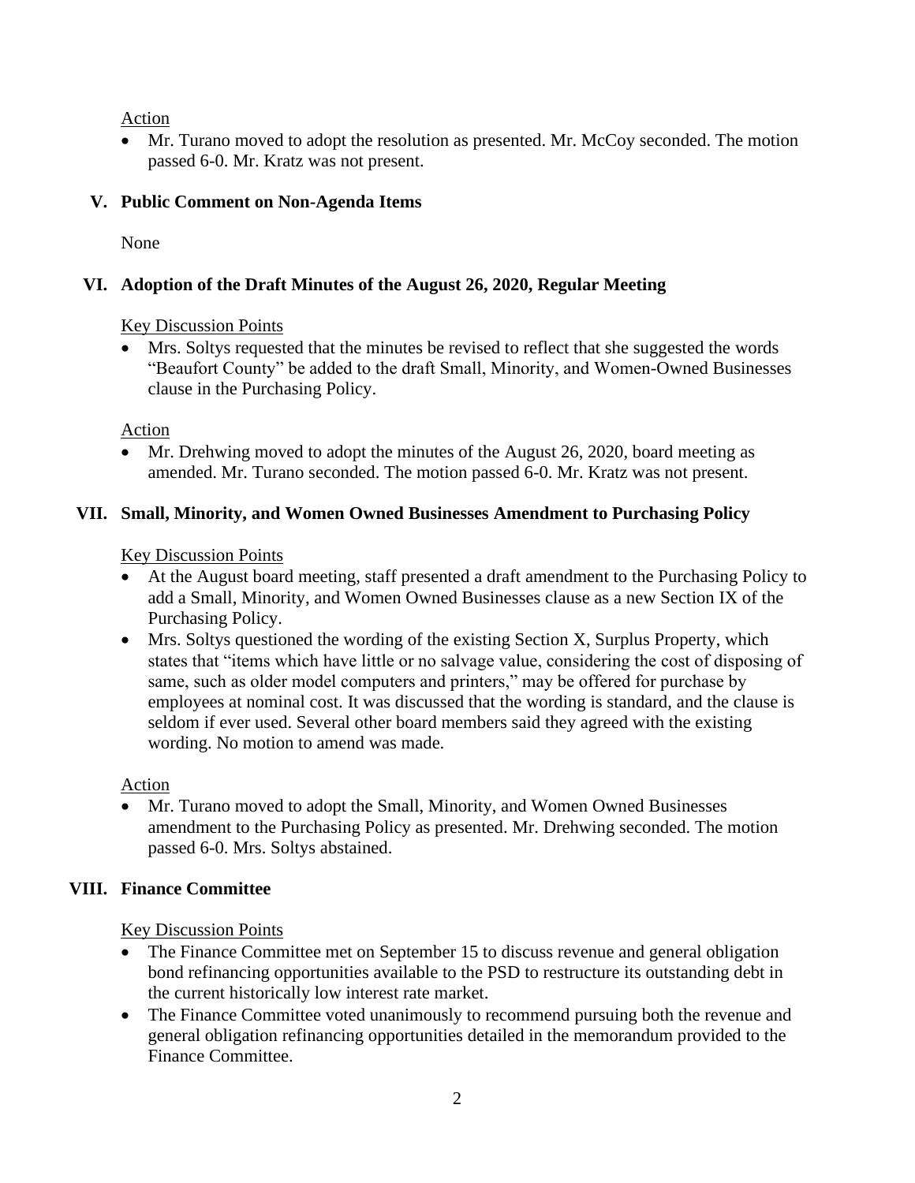Action

- Mr. Turano moved to adopt the resolution as presented. Mr. McCoy seconded. The motion passed 6-0. Mr. Kratz was not present.

## V. Public Comment on Non-Agenda Items

None

## VI. Adoption of the Draft Minutes of the August 26, 2020, Regular Meeting

Key Discussion Points

- Mrs. Soltys requested that the minutes be revised to reflect that she suggested the words "Beaufort County" be added to the draft Small, Minority, and Women-Owned Businesses clause in the Purchasing Policy.

Action

- Mr. Drehwing moved to adopt the minutes of the August 26, 2020, board meeting as amended. Mr. Turano seconded. The motion passed 6-0. Mr. Kratz was not present.

## VII. Small, Minority, and Women Owned Businesses Amendment to Purchasing Policy

Key Discussion Points

- At the August board meeting, staff presented a draft amendment to the Purchasing Policy to add a Small, Minority, and Women Owned Businesses clause as a new Section IX of the Purchasing Policy.
- Mrs. Soltys questioned the wording of the existing Section X, Surplus Property, which states that "items which have little or no salvage value, considering the cost of disposing of same, such as older model computers and printers," may be offered for purchase by employees at nominal cost. It was discussed that the wording is standard, and the clause is seldom if ever used. Several other board members said they agreed with the existing wording. No motion to amend was made.

Action

- Mr. Turano moved to adopt the Small, Minority, and Women Owned Businesses amendment to the Purchasing Policy as presented. Mr. Drehwing seconded. The motion passed 6-0. Mrs. Soltys abstained.

## VIII. Finance Committee

Key Discussion Points

- The Finance Committee met on September 15 to discuss revenue and general obligation bond refinancing opportunities available to the PSD to restructure its outstanding debt in the current historically low interest rate market.
- The Finance Committee voted unanimously to recommend pursuing both the revenue and general obligation refinancing opportunities detailed in the memorandum provided to the Finance Committee.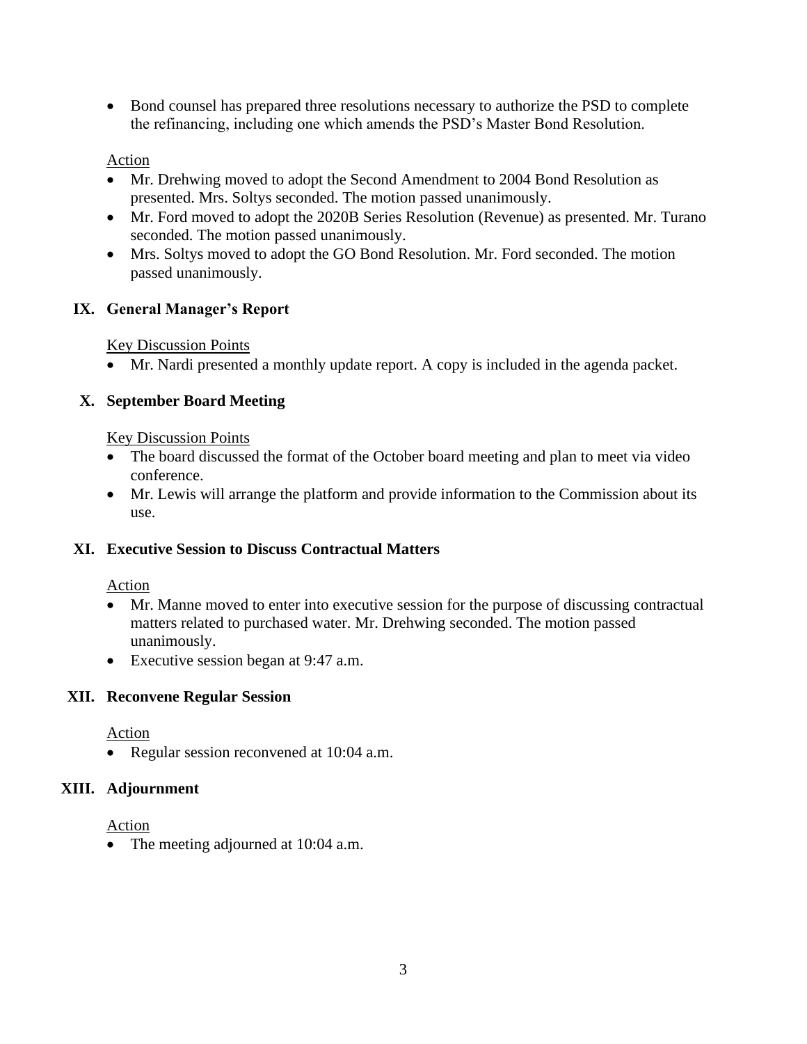- Bond counsel has prepared three resolutions necessary to authorize the PSD to complete the refinancing, including one which amends the PSD's Master Bond Resolution.

Action

- Mr. Drehwing moved to adopt the Second Amendment to 2004 Bond Resolution as presented. Mrs. Soltys seconded. The motion passed unanimously.
- Mr. Ford moved to adopt the 2020B Series Resolution (Revenue) as presented. Mr. Turano seconded. The motion passed unanimously.
- Mrs. Soltys moved to adopt the GO Bond Resolution. Mr. Ford seconded. The motion passed unanimously.

## IX. General Manager's Report

Key Discussion Points

- Mr. Nardi presented a monthly update report. A copy is included in the agenda packet.

## X. September Board Meeting

Key Discussion Points

- The board discussed the format of the October board meeting and plan to meet via video conference.
- Mr. Lewis will arrange the platform and provide information to the Commission about its use.

## XI. Executive Session to Discuss Contractual Matters

Action

- Mr. Manne moved to enter into executive session for the purpose of discussing contractual matters related to purchased water. Mr. Drehwing seconded. The motion passed unanimously.
- Executive session began at 9:47 a.m.

## XII. Reconvene Regular Session

Action

- Regular session reconvened at 10:04 a.m.

## XIII. Adjournment

Action

- The meeting adjourned at 10:04 a.m.